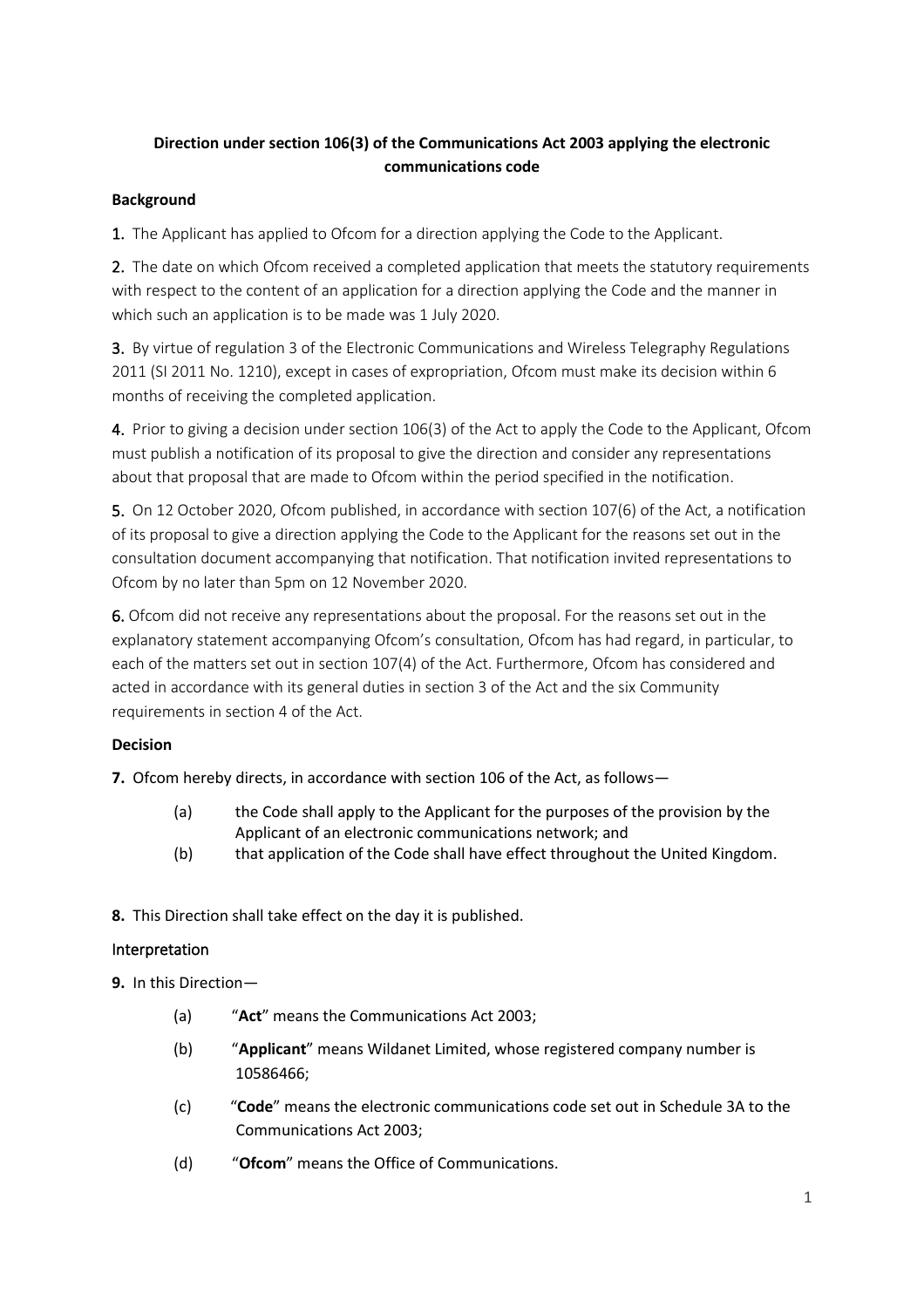**Direction under section 106(3) of the Communications Act 2003 applying the electronic communications code**

**Background**

1. The Applicant has applied to Ofcom for a direction applying the Code to the Applicant.

2. The date on which Ofcom received a completed application that meets the statutory requirements with respect to the content of an application for a direction applying the Code and the manner in which such an application is to be made was 1 July 2020.

3. By virtue of regulation 3 of the Electronic Communications and Wireless Telegraphy Regulations 2011 (SI 2011 No. 1210), except in cases of expropriation, Ofcom must make its decision within 6 months of receiving the completed application.

4. Prior to giving a decision under section 106(3) of the Act to apply the Code to the Applicant, Ofcom must publish a notification of its proposal to give the direction and consider any representations about that proposal that are made to Ofcom within the period specified in the notification.

5. On 12 October 2020, Ofcom published, in accordance with section 107(6) of the Act, a notification of its proposal to give a direction applying the Code to the Applicant for the reasons set out in the consultation document accompanying that notification. That notification invited representations to Ofcom by no later than 5pm on 12 November 2020.

6. Ofcom did not receive any representations about the proposal. For the reasons set out in the explanatory statement accompanying Ofcom's consultation, Ofcom has had regard, in particular, to each of the matters set out in section 107(4) of the Act. Furthermore, Ofcom has considered and acted in accordance with its general duties in section 3 of the Act and the six Community requirements in section 4 of the Act.

**Decision**

**7.** Ofcom hereby directs, in accordance with section 106 of the Act, as follows—

(a) the Code shall apply to the Applicant for the purposes of the provision by the Applicant of an electronic communications network; and

(b) that application of the Code shall have effect throughout the United Kingdom.

**8.** This Direction shall take effect on the day it is published.

Interpretation

**9.** In this Direction—

(a) "**Act**" means the Communications Act 2003;

(b) "**Applicant**" means Wildanet Limited, whose registered company number is 10586466;

(c) "**Code**" means the electronic communications code set out in Schedule 3A to the Communications Act 2003;

(d) "**Ofcom**" means the Office of Communications.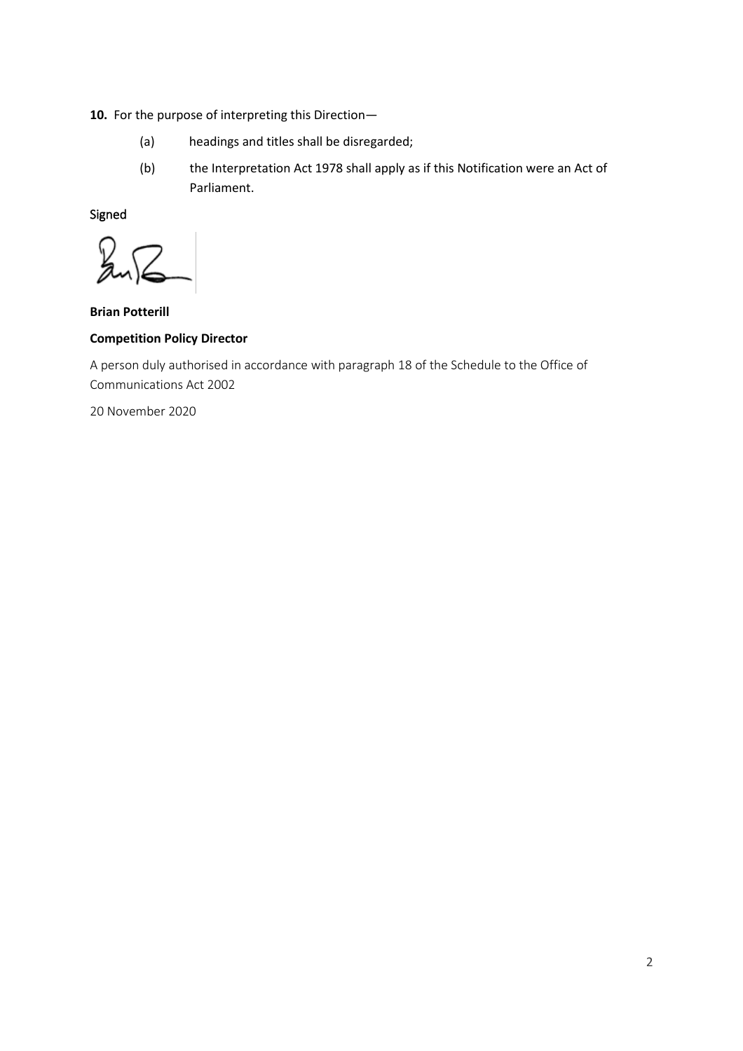**10.** For the purpose of interpreting this Direction—

(a) headings and titles shall be disregarded;

(b) the Interpretation Act 1978 shall apply as if this Notification were an Act of Parliament.

Signed

**Brian Potterill**

**Competition Policy Director**

A person duly authorised in accordance with paragraph 18 of the Schedule to the Office of Communications Act 2002

20 November 2020